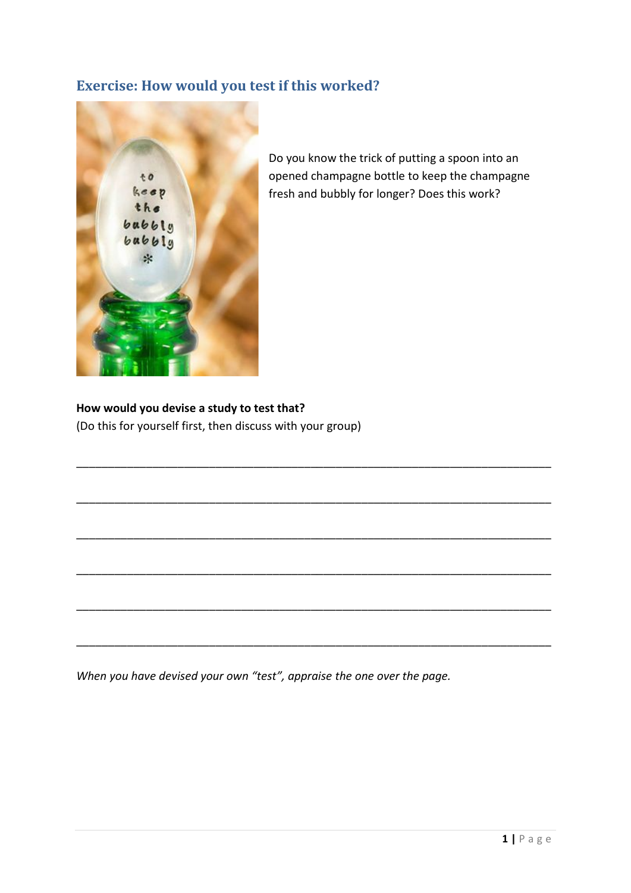## Exercise: How would you test if this worked?

Do you know the trick of putting a spoon into an opened champagne bottle to keep the champagne fresh and bubbly for longer? Does this work?

**How would you devise a study to test that?**
(Do this for yourself first, then discuss with your group)

\_\_\_\_\_\_\_\_\_\_\_\_\_\_\_\_\_\_\_\_\_\_\_\_\_\_\_\_\_\_\_\_\_\_\_\_\_\_\_\_\_\_\_\_\_\_\_\_\_\_\_\_\_\_\_\_\_\_\_\_\_\_\_\_\_\_\_\_\_\_\_\_

\_\_\_\_\_\_\_\_\_\_\_\_\_\_\_\_\_\_\_\_\_\_\_\_\_\_\_\_\_\_\_\_\_\_\_\_\_\_\_\_\_\_\_\_\_\_\_\_\_\_\_\_\_\_\_\_\_\_\_\_\_\_\_\_\_\_\_\_\_\_\_\_

\_\_\_\_\_\_\_\_\_\_\_\_\_\_\_\_\_\_\_\_\_\_\_\_\_\_\_\_\_\_\_\_\_\_\_\_\_\_\_\_\_\_\_\_\_\_\_\_\_\_\_\_\_\_\_\_\_\_\_\_\_\_\_\_\_\_\_\_\_\_\_\_

\_\_\_\_\_\_\_\_\_\_\_\_\_\_\_\_\_\_\_\_\_\_\_\_\_\_\_\_\_\_\_\_\_\_\_\_\_\_\_\_\_\_\_\_\_\_\_\_\_\_\_\_\_\_\_\_\_\_\_\_\_\_\_\_\_\_\_\_\_\_\_\_

\_\_\_\_\_\_\_\_\_\_\_\_\_\_\_\_\_\_\_\_\_\_\_\_\_\_\_\_\_\_\_\_\_\_\_\_\_\_\_\_\_\_\_\_\_\_\_\_\_\_\_\_\_\_\_\_\_\_\_\_\_\_\_\_\_\_\_\_\_\_\_\_

\_\_\_\_\_\_\_\_\_\_\_\_\_\_\_\_\_\_\_\_\_\_\_\_\_\_\_\_\_\_\_\_\_\_\_\_\_\_\_\_\_\_\_\_\_\_\_\_\_\_\_\_\_\_\_\_\_\_\_\_\_\_\_\_\_\_\_\_\_\_\_\_

*When you have devised your own "test", appraise the one over the page.*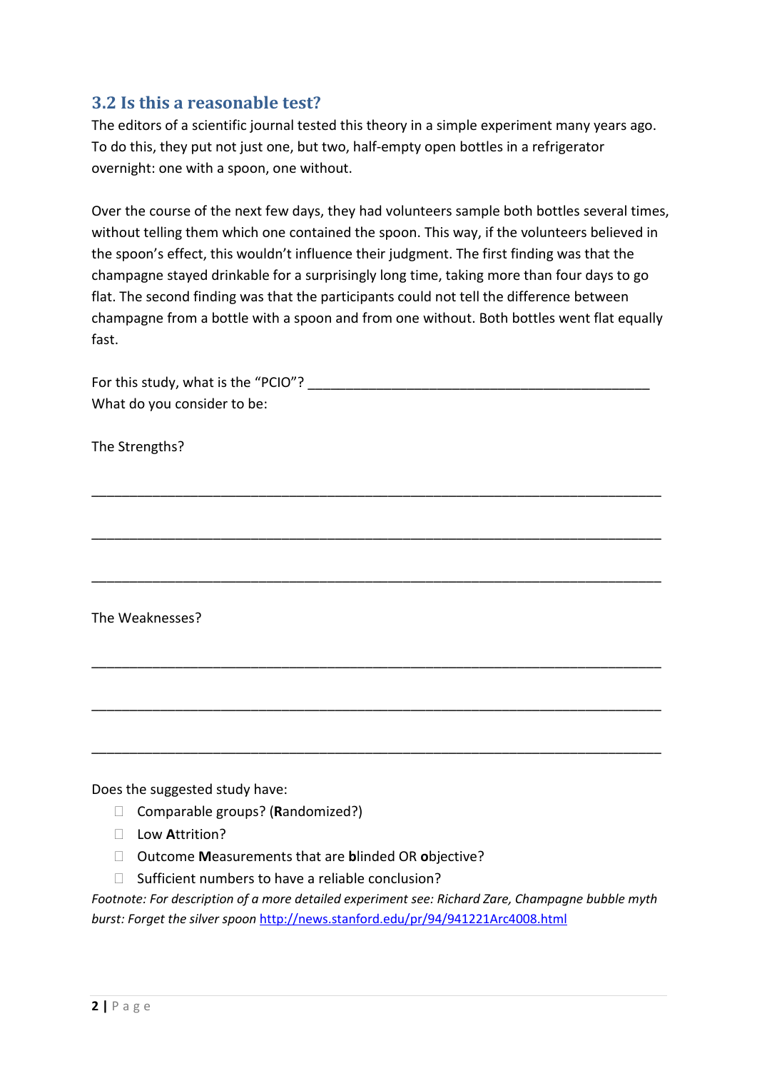## 3.2 Is this a reasonable test?

The editors of a scientific journal tested this theory in a simple experiment many years ago. To do this, they put not just one, but two, half-empty open bottles in a refrigerator overnight: one with a spoon, one without.

Over the course of the next few days, they had volunteers sample both bottles several times, without telling them which one contained the spoon. This way, if the volunteers believed in the spoon's effect, this wouldn't influence their judgment. The first finding was that the champagne stayed drinkable for a surprisingly long time, taking more than four days to go flat. The second finding was that the participants could not tell the difference between champagne from a bottle with a spoon and from one without. Both bottles went flat equally fast.

For this study, what is the "PCIO"? _______________________________________________

What do you consider to be:

The Strengths?

_____________________________________________________________________________

_____________________________________________________________________________

_____________________________________________________________________________

The Weaknesses?

_____________________________________________________________________________

_____________________________________________________________________________

_____________________________________________________________________________

Does the suggested study have:

- ☐ Comparable groups? (**R**andomized?)
- ☐ Low **A**ttrition?
- ☐ Outcome **M**easurements that are **b**linded OR **o**bjective?
- ☐ Sufficient numbers to have a reliable conclusion?

*Footnote: For description of a more detailed experiment see: Richard Zare, Champagne bubble myth burst: Forget the silver spoon* http://news.stanford.edu/pr/94/941221Arc4008.html